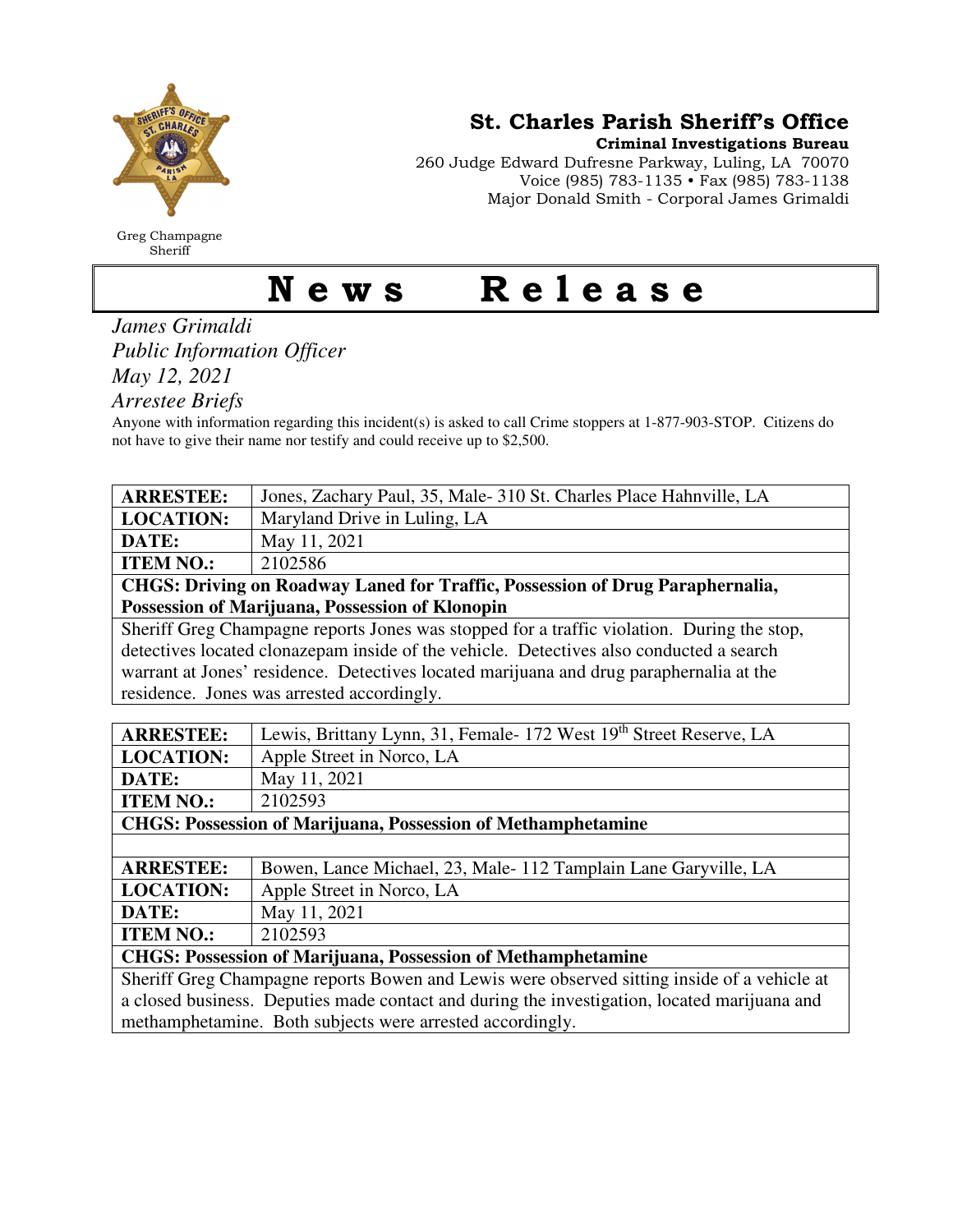Greg Champagne
Sheriff

**St. Charles Parish Sheriff's Office**
**Criminal Investigations Bureau**
260 Judge Edward Dufresne Parkway, Luling, LA 70070
Voice (985) 783-1135 • Fax (985) 783-1138
Major Donald Smith - Corporal James Grimaldi

# News Release

*James Grimaldi*
*Public Information Officer*
*May 12, 2021*
*Arrestee Briefs*

Anyone with information regarding this incident(s) is asked to call Crime stoppers at 1-877-903-STOP. Citizens do not have to give their name nor testify and could receive up to $2,500.

| **ARRESTEE:** | Jones, Zachary Paul, 35, Male- 310 St. Charles Place Hahnville, LA |
|---|---|
| **LOCATION:** | Maryland Drive in Luling, LA |
| **DATE:** | May 11, 2021 |
| **ITEM NO.:** | 2102586 |
| **CHGS: Driving on Roadway Laned for Traffic, Possession of Drug Paraphernalia, Possession of Marijuana, Possession of Klonopin** | |
| Sheriff Greg Champagne reports Jones was stopped for a traffic violation. During the stop, detectives located clonazepam inside of the vehicle. Detectives also conducted a search warrant at Jones' residence. Detectives located marijuana and drug paraphernalia at the residence. Jones was arrested accordingly. | |

| **ARRESTEE:** | Lewis, Brittany Lynn, 31, Female- 172 West 19th Street Reserve, LA |
|---|---|
| **LOCATION:** | Apple Street in Norco, LA |
| **DATE:** | May 11, 2021 |
| **ITEM NO.:** | 2102593 |
| **CHGS: Possession of Marijuana, Possession of Methamphetamine** | |
| | |
| **ARRESTEE:** | Bowen, Lance Michael, 23, Male- 112 Tamplain Lane Garyville, LA |
| **LOCATION:** | Apple Street in Norco, LA |
| **DATE:** | May 11, 2021 |
| **ITEM NO.:** | 2102593 |
| **CHGS: Possession of Marijuana, Possession of Methamphetamine** | |
| Sheriff Greg Champagne reports Bowen and Lewis were observed sitting inside of a vehicle at a closed business. Deputies made contact and during the investigation, located marijuana and methamphetamine. Both subjects were arrested accordingly. | |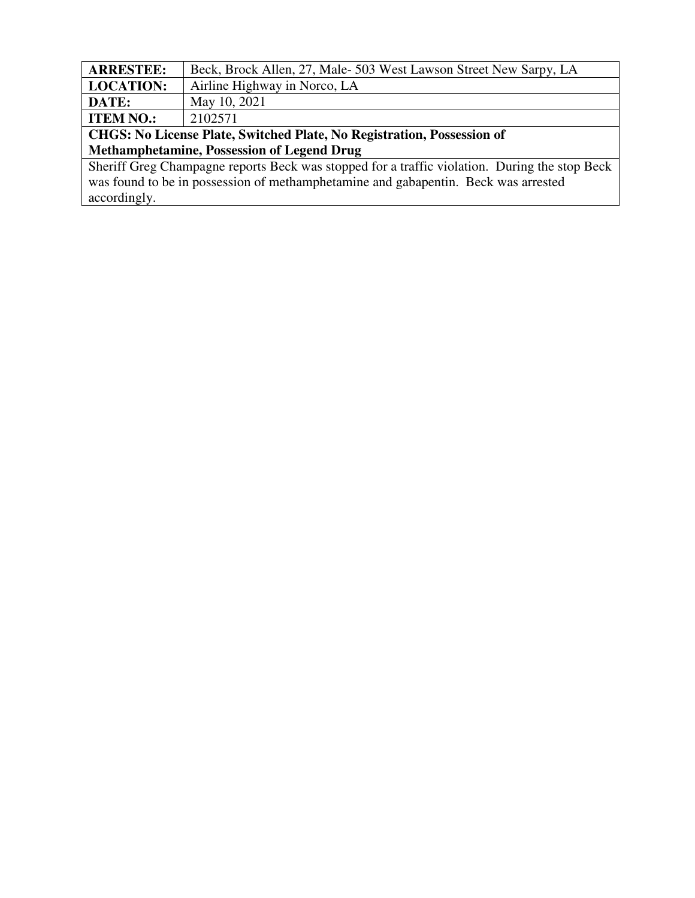| | |
|---|---|
| **ARRESTEE:** | Beck, Brock Allen, 27, Male- 503 West Lawson Street New Sarpy, LA |
| **LOCATION:** | Airline Highway in Norco, LA |
| **DATE:** | May 10, 2021 |
| **ITEM NO.:** | 2102571 |
| **CHGS: No License Plate, Switched Plate, No Registration, Possession of Methamphetamine, Possession of Legend Drug** | |
| Sheriff Greg Champagne reports Beck was stopped for a traffic violation. During the stop Beck was found to be in possession of methamphetamine and gabapentin. Beck was arrested accordingly. | |